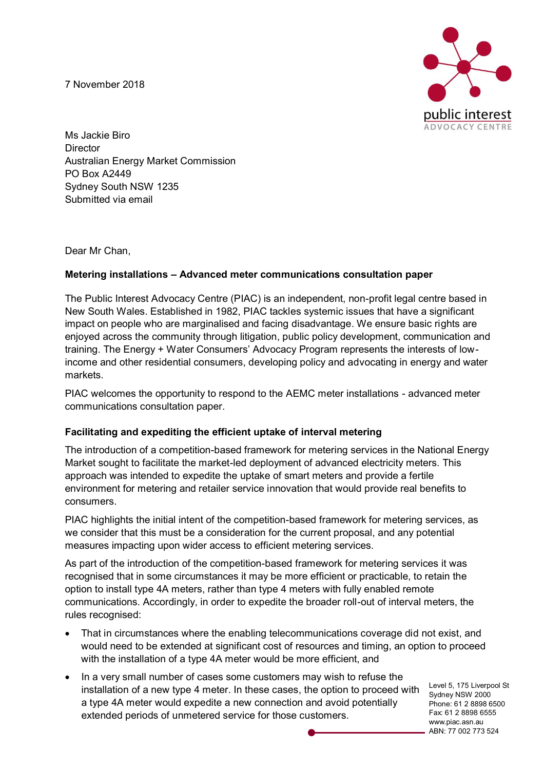7 November 2018

Ms Jackie Biro
Director
Australian Energy Market Commission
PO Box A2449
Sydney South NSW 1235
Submitted via email

Dear Mr Chan,

**Metering installations – Advanced meter communications consultation paper**

The Public Interest Advocacy Centre (PIAC) is an independent, non-profit legal centre based in New South Wales. Established in 1982, PIAC tackles systemic issues that have a significant impact on people who are marginalised and facing disadvantage. We ensure basic rights are enjoyed across the community through litigation, public policy development, communication and training. The Energy + Water Consumers' Advocacy Program represents the interests of low-income and other residential consumers, developing policy and advocating in energy and water markets.

PIAC welcomes the opportunity to respond to the AEMC meter installations - advanced meter communications consultation paper.

**Facilitating and expediting the efficient uptake of interval metering**

The introduction of a competition-based framework for metering services in the National Energy Market sought to facilitate the market-led deployment of advanced electricity meters. This approach was intended to expedite the uptake of smart meters and provide a fertile environment for metering and retailer service innovation that would provide real benefits to consumers.

PIAC highlights the initial intent of the competition-based framework for metering services, as we consider that this must be a consideration for the current proposal, and any potential measures impacting upon wider access to efficient metering services.

As part of the introduction of the competition-based framework for metering services it was recognised that in some circumstances it may be more efficient or practicable, to retain the option to install type 4A meters, rather than type 4 meters with fully enabled remote communications. Accordingly, in order to expedite the broader roll-out of interval meters, the rules recognised:

- That in circumstances where the enabling telecommunications coverage did not exist, and would need to be extended at significant cost of resources and timing, an option to proceed with the installation of a type 4A meter would be more efficient, and
- In a very small number of cases some customers may wish to refuse the installation of a new type 4 meter. In these cases, the option to proceed with a type 4A meter would expedite a new connection and avoid potentially extended periods of unmetered service for those customers.

Level 5, 175 Liverpool St
Sydney NSW 2000
Phone: 61 2 8898 6500
Fax: 61 2 8898 6555
www.piac.asn.au
ABN: 77 002 773 524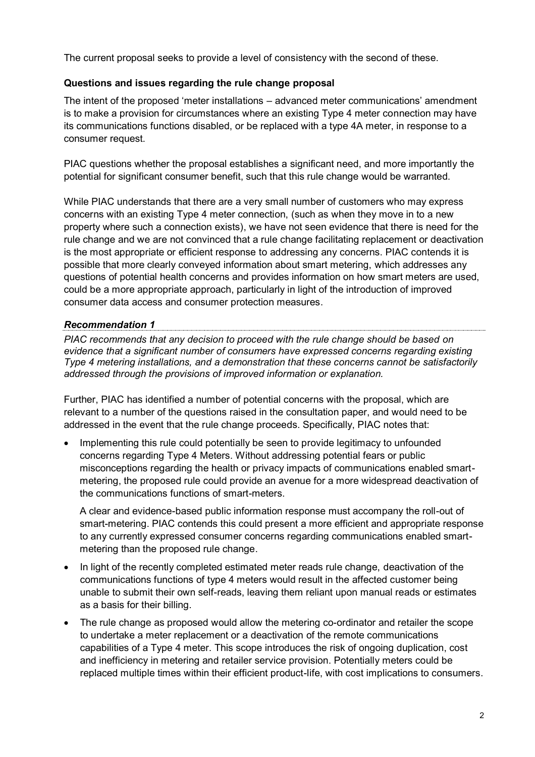The current proposal seeks to provide a level of consistency with the second of these.

**Questions and issues regarding the rule change proposal**

The intent of the proposed 'meter installations – advanced meter communications' amendment is to make a provision for circumstances where an existing Type 4 meter connection may have its communications functions disabled, or be replaced with a type 4A meter, in response to a consumer request.

PIAC questions whether the proposal establishes a significant need, and more importantly the potential for significant consumer benefit, such that this rule change would be warranted.

While PIAC understands that there are a very small number of customers who may express concerns with an existing Type 4 meter connection, (such as when they move in to a new property where such a connection exists), we have not seen evidence that there is need for the rule change and we are not convinced that a rule change facilitating replacement or deactivation is the most appropriate or efficient response to addressing any concerns. PIAC contends it is possible that more clearly conveyed information about smart metering, which addresses any questions of potential health concerns and provides information on how smart meters are used, could be a more appropriate approach, particularly in light of the introduction of improved consumer data access and consumer protection measures.

***Recommendation 1***

*PIAC recommends that any decision to proceed with the rule change should be based on evidence that a significant number of consumers have expressed concerns regarding existing Type 4 metering installations, and a demonstration that these concerns cannot be satisfactorily addressed through the provisions of improved information or explanation.*

Further, PIAC has identified a number of potential concerns with the proposal, which are relevant to a number of the questions raised in the consultation paper, and would need to be addressed in the event that the rule change proceeds. Specifically, PIAC notes that:

- Implementing this rule could potentially be seen to provide legitimacy to unfounded concerns regarding Type 4 Meters. Without addressing potential fears or public misconceptions regarding the health or privacy impacts of communications enabled smart-metering, the proposed rule could provide an avenue for a more widespread deactivation of the communications functions of smart-meters.

  A clear and evidence-based public information response must accompany the roll-out of smart-metering. PIAC contends this could present a more efficient and appropriate response to any currently expressed consumer concerns regarding communications enabled smart-metering than the proposed rule change.

- In light of the recently completed estimated meter reads rule change, deactivation of the communications functions of type 4 meters would result in the affected customer being unable to submit their own self-reads, leaving them reliant upon manual reads or estimates as a basis for their billing.

- The rule change as proposed would allow the metering co-ordinator and retailer the scope to undertake a meter replacement or a deactivation of the remote communications capabilities of a Type 4 meter. This scope introduces the risk of ongoing duplication, cost and inefficiency in metering and retailer service provision. Potentially meters could be replaced multiple times within their efficient product-life, with cost implications to consumers.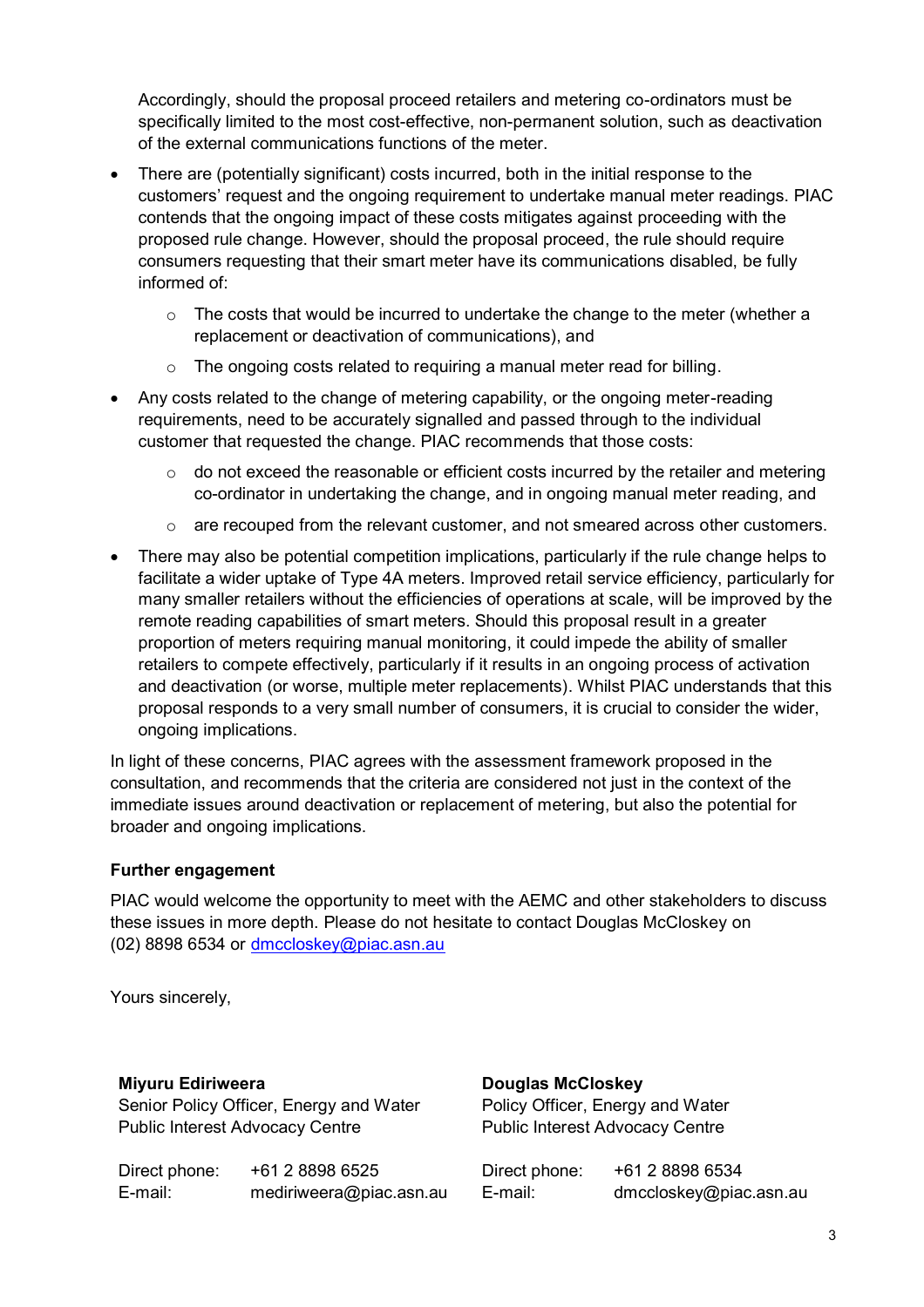Accordingly, should the proposal proceed retailers and metering co-ordinators must be specifically limited to the most cost-effective, non-permanent solution, such as deactivation of the external communications functions of the meter.

- There are (potentially significant) costs incurred, both in the initial response to the customers' request and the ongoing requirement to undertake manual meter readings. PIAC contends that the ongoing impact of these costs mitigates against proceeding with the proposed rule change. However, should the proposal proceed, the rule should require consumers requesting that their smart meter have its communications disabled, be fully informed of:
  - The costs that would be incurred to undertake the change to the meter (whether a replacement or deactivation of communications), and
  - The ongoing costs related to requiring a manual meter read for billing.
- Any costs related to the change of metering capability, or the ongoing meter-reading requirements, need to be accurately signalled and passed through to the individual customer that requested the change. PIAC recommends that those costs:
  - do not exceed the reasonable or efficient costs incurred by the retailer and metering co-ordinator in undertaking the change, and in ongoing manual meter reading, and
  - are recouped from the relevant customer, and not smeared across other customers.
- There may also be potential competition implications, particularly if the rule change helps to facilitate a wider uptake of Type 4A meters. Improved retail service efficiency, particularly for many smaller retailers without the efficiencies of operations at scale, will be improved by the remote reading capabilities of smart meters. Should this proposal result in a greater proportion of meters requiring manual monitoring, it could impede the ability of smaller retailers to compete effectively, particularly if it results in an ongoing process of activation and deactivation (or worse, multiple meter replacements). Whilst PIAC understands that this proposal responds to a very small number of consumers, it is crucial to consider the wider, ongoing implications.

In light of these concerns, PIAC agrees with the assessment framework proposed in the consultation, and recommends that the criteria are considered not just in the context of the immediate issues around deactivation or replacement of metering, but also the potential for broader and ongoing implications.

**Further engagement**

PIAC would welcome the opportunity to meet with the AEMC and other stakeholders to discuss these issues in more depth. Please do not hesitate to contact Douglas McCloskey on (02) 8898 6534 or dmccloskey@piac.asn.au

Yours sincerely,

**Miyuru Ediriweera**
Senior Policy Officer, Energy and Water
Public Interest Advocacy Centre

Direct phone: +61 2 8898 6525
E-mail: mediriweera@piac.asn.au

**Douglas McCloskey**
Policy Officer, Energy and Water
Public Interest Advocacy Centre

Direct phone: +61 2 8898 6534
E-mail: dmccloskey@piac.asn.au